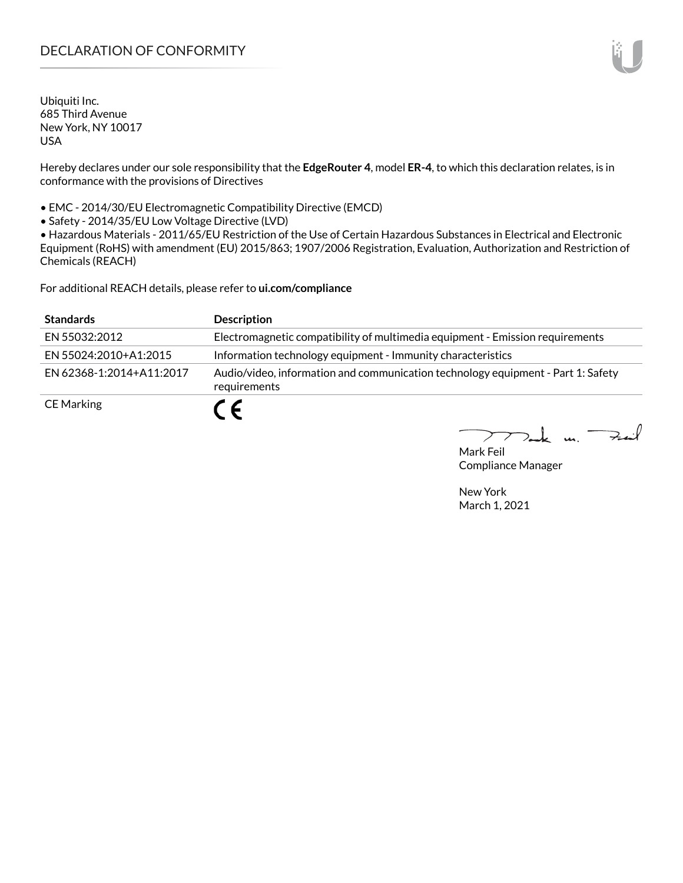# DECLARATION OF CONFORMITY

Ubiquiti Inc.
685 Third Avenue
New York, NY 10017
USA

Hereby declares under our sole responsibility that the **EdgeRouter 4**, model **ER-4**, to which this declaration relates, is in conformance with the provisions of Directives

- EMC - 2014/30/EU Electromagnetic Compatibility Directive (EMCD)
- Safety - 2014/35/EU Low Voltage Directive (LVD)
- Hazardous Materials - 2011/65/EU Restriction of the Use of Certain Hazardous Substances in Electrical and Electronic Equipment (RoHS) with amendment (EU) 2015/863; 1907/2006 Registration, Evaluation, Authorization and Restriction of Chemicals (REACH)

For additional REACH details, please refer to **ui.com/compliance**

| Standards | Description |
| --- | --- |
| EN 55032:2012 | Electromagnetic compatibility of multimedia equipment - Emission requirements |
| EN 55024:2010+A1:2015 | Information technology equipment - Immunity characteristics |
| EN 62368-1:2014+A11:2017 | Audio/video, information and communication technology equipment - Part 1: Safety requirements |
| CE Marking | CE |

Mark Feil
Compliance Manager

New York
March 1, 2021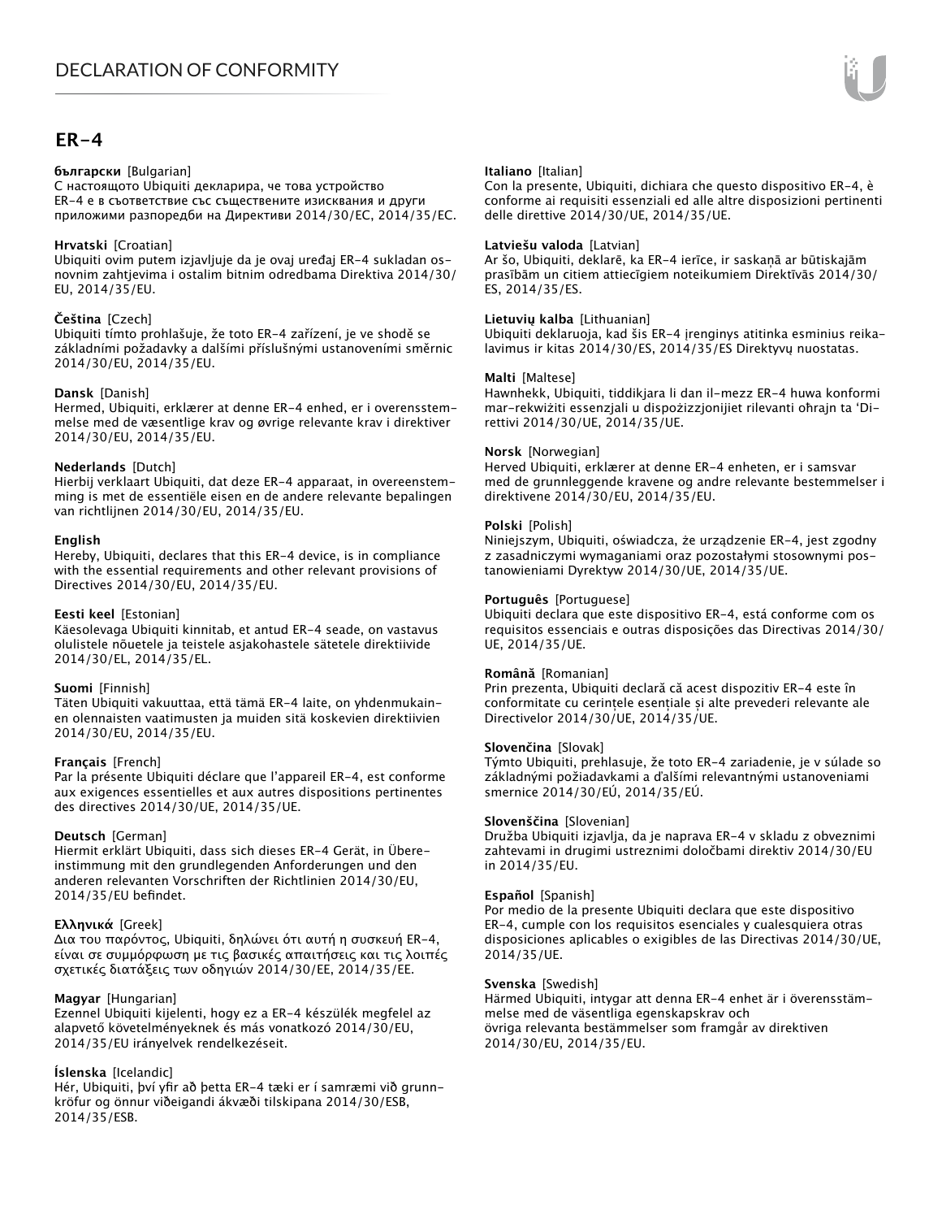# DECLARATION OF CONFORMITY

## ER-4

**български** [Bulgarian]
С настоящото Ubiquiti декларира, че това устройство ER-4 е в съответствие със съществените изисквания и други приложими разпоредби на Директиви 2014/30/ЕС, 2014/35/ЕС.

**Hrvatski** [Croatian]
Ubiquiti ovim putem izjavljuje da je ovaj uređaj ER-4 sukladan osnovnim zahtjevima i ostalim bitnim odredbama Direktiva 2014/30/EU, 2014/35/EU.

**Čeština** [Czech]
Ubiquiti tímto prohlašuje, že toto ER-4 zařízení, je ve shodě se základními požadavky a dalšími příslušnými ustanoveními směrnic 2014/30/EU, 2014/35/EU.

**Dansk** [Danish]
Hermed, Ubiquiti, erklærer at denne ER-4 enhed, er i overensstemmelse med de væsentlige krav og øvrige relevante krav i direktiver 2014/30/EU, 2014/35/EU.

**Nederlands** [Dutch]
Hierbij verklaart Ubiquiti, dat deze ER-4 apparaat, in overeenstemming is met de essentiële eisen en de andere relevante bepalingen van richtlijnen 2014/30/EU, 2014/35/EU.

**English**
Hereby, Ubiquiti, declares that this ER-4 device, is in compliance with the essential requirements and other relevant provisions of Directives 2014/30/EU, 2014/35/EU.

**Eesti keel** [Estonian]
Käesolevaga Ubiquiti kinnitab, et antud ER-4 seade, on vastavus olulistele nõuetele ja teistele asjakohastele sätetele direktiivide 2014/30/EL, 2014/35/EL.

**Suomi** [Finnish]
Täten Ubiquiti vakuuttaa, että tämä ER-4 laite, on yhdenmukainen olennaisten vaatimusten ja muiden sitä koskevien direktiivien 2014/30/EU, 2014/35/EU.

**Français** [French]
Par la présente Ubiquiti déclare que l'appareil ER-4, est conforme aux exigences essentielles et aux autres dispositions pertinentes des directives 2014/30/UE, 2014/35/UE.

**Deutsch** [German]
Hiermit erklärt Ubiquiti, dass sich dieses ER-4 Gerät, in Übereinstimmung mit den grundlegenden Anforderungen und den anderen relevanten Vorschriften der Richtlinien 2014/30/EU, 2014/35/EU befindet.

**Ελληνικά** [Greek]
Δια του παρόντος, Ubiquiti, δηλώνει ότι αυτή η συσκευή ER-4, είναι σε συμμόρφωση με τις βασικές απαιτήσεις και τις λοιπές σχετικές διατάξεις των οδηγιών 2014/30/EE, 2014/35/EE.

**Magyar** [Hungarian]
Ezennel Ubiquiti kijelenti, hogy ez a ER-4 készülék megfelel az alapvető követelményeknek és más vonatkozó 2014/30/EU, 2014/35/EU irányelvek rendelkezéseit.

**Íslenska** [Icelandic]
Hér, Ubiquiti, því yfir að þetta ER-4 tæki er í samræmi við grunnkröfur og önnur viðeigandi ákvæði tilskipana 2014/30/ESB, 2014/35/ESB.

**Italiano** [Italian]
Con la presente, Ubiquiti, dichiara che questo dispositivo ER-4, è conforme ai requisiti essenziali ed alle altre disposizioni pertinenti delle direttive 2014/30/UE, 2014/35/UE.

**Latviešu valoda** [Latvian]
Ar šo, Ubiquiti, deklarē, ka ER-4 ierīce, ir saskaņā ar būtiskajām prasībām un citiem attiecīgiem noteikumiem Direktīvās 2014/30/ES, 2014/35/ES.

**Lietuvių kalba** [Lithuanian]
Ubiquiti deklaruoja, kad šis ER-4 įrenginys atitinka esminius reikalavimus ir kitas 2014/30/ES, 2014/35/ES Direktyvų nuostatas.

**Malti** [Maltese]
Hawnhekk, Ubiquiti, tiddikjara li dan il-mezz ER-4 huwa konformi mar-rekwiżiti essenzjali u dispożizzjonijiet rilevanti oħrajn ta 'Direttivi 2014/30/UE, 2014/35/UE.

**Norsk** [Norwegian]
Herved Ubiquiti, erklærer at denne ER-4 enheten, er i samsvar med de grunnleggende kravene og andre relevante bestemmelser i direktivene 2014/30/EU, 2014/35/EU.

**Polski** [Polish]
Niniejszym, Ubiquiti, oświadcza, że urządzenie ER-4, jest zgodny z zasadniczymi wymaganiami oraz pozostałymi stosownymi postanowieniami Dyrektyw 2014/30/UE, 2014/35/UE.

**Português** [Portuguese]
Ubiquiti declara que este dispositivo ER-4, está conforme com os requisitos essenciais e outras disposições das Directivas 2014/30/UE, 2014/35/UE.

**Română** [Romanian]
Prin prezenta, Ubiquiti declară că acest dispozitiv ER-4 este în conformitate cu cerințele esențiale și alte prevederi relevante ale Directivelor 2014/30/UE, 2014/35/UE.

**Slovenčina** [Slovak]
Týmto Ubiquiti, prehlasuje, že toto ER-4 zariadenie, je v súlade so základnými požiadavkami a ďalšími relevantnými ustanoveniami smernice 2014/30/EÚ, 2014/35/EÚ.

**Slovenščina** [Slovenian]
Družba Ubiquiti izjavlja, da je naprava ER-4 v skladu z obveznimi zahtevami in drugimi ustreznimi določbami direktiv 2014/30/EU in 2014/35/EU.

**Español** [Spanish]
Por medio de la presente Ubiquiti declara que este dispositivo ER-4, cumple con los requisitos esenciales y cualesquiera otras disposiciones aplicables o exigibles de las Directivas 2014/30/UE, 2014/35/UE.

**Svenska** [Swedish]
Härmed Ubiquiti, intygar att denna ER-4 enhet är i överensstämmelse med de väsentliga egenskapskrav och övriga relevanta bestämmelser som framgår av direktiven 2014/30/EU, 2014/35/EU.